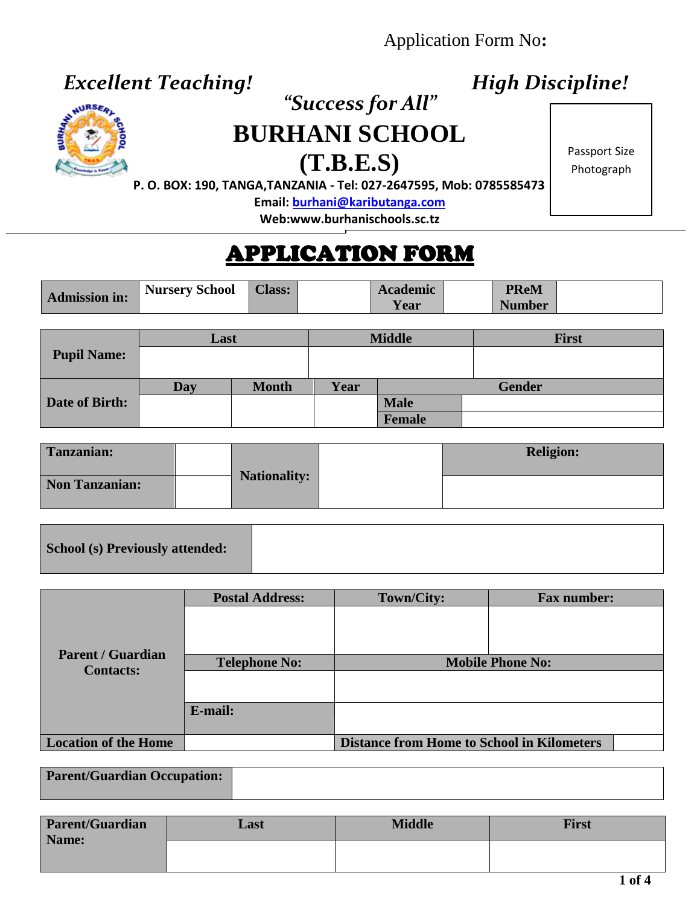Application Form No**:**

***Excellent Teaching!*** ***High Discipline!***

*"Success for All"*

# BURHANI SCHOOL (T.B.E.S)

**P. O. BOX: 190, TANGA,TANZANIA - Tel: 027-2647595, Mob: 0785585473**

**Email: burhani@kaributanga.com**

**Web:www.burhanischools.sc.tz**

Passport Size Photograph

## APPLICATION FORM

| **Admission in:** | **Nursery School** | **Class:** | | **Academic Year** | | **PReM Number** | |
|---|---|---|---|---|---|---|---|

| **Pupil Name:** | **Last** | | **Middle** | **First** | |
|---|---|---|---|---|---|
| | | | | | |
| **Date of Birth:** | **Day** | **Month** | **Year** | **Gender** | |
| | | | | **Male** | |
| | | | | **Female** | |

| **Tanzanian:** | | **Nationality:** | | **Religion:** |
|---|---|---|---|---|
| **Non Tanzanian:** | | | | |

| **School (s) Previously attended:** | |
|---|---|

| **Parent / Guardian Contacts:** | **Postal Address:** | **Town/City:** | **Fax number:** | |
|---|---|---|---|---|
| | | | | |
| | **Telephone No:** | **Mobile Phone No:** | | |
| | | | | |
| | **E-mail:** | | | |
| **Location of the Home** | | **Distance from Home to School in Kilometers** | | |

| **Parent/Guardian Occupation:** | |
|---|---|

| **Parent/Guardian Name:** | **Last** | **Middle** | **First** |
|---|---|---|---|
| | | | |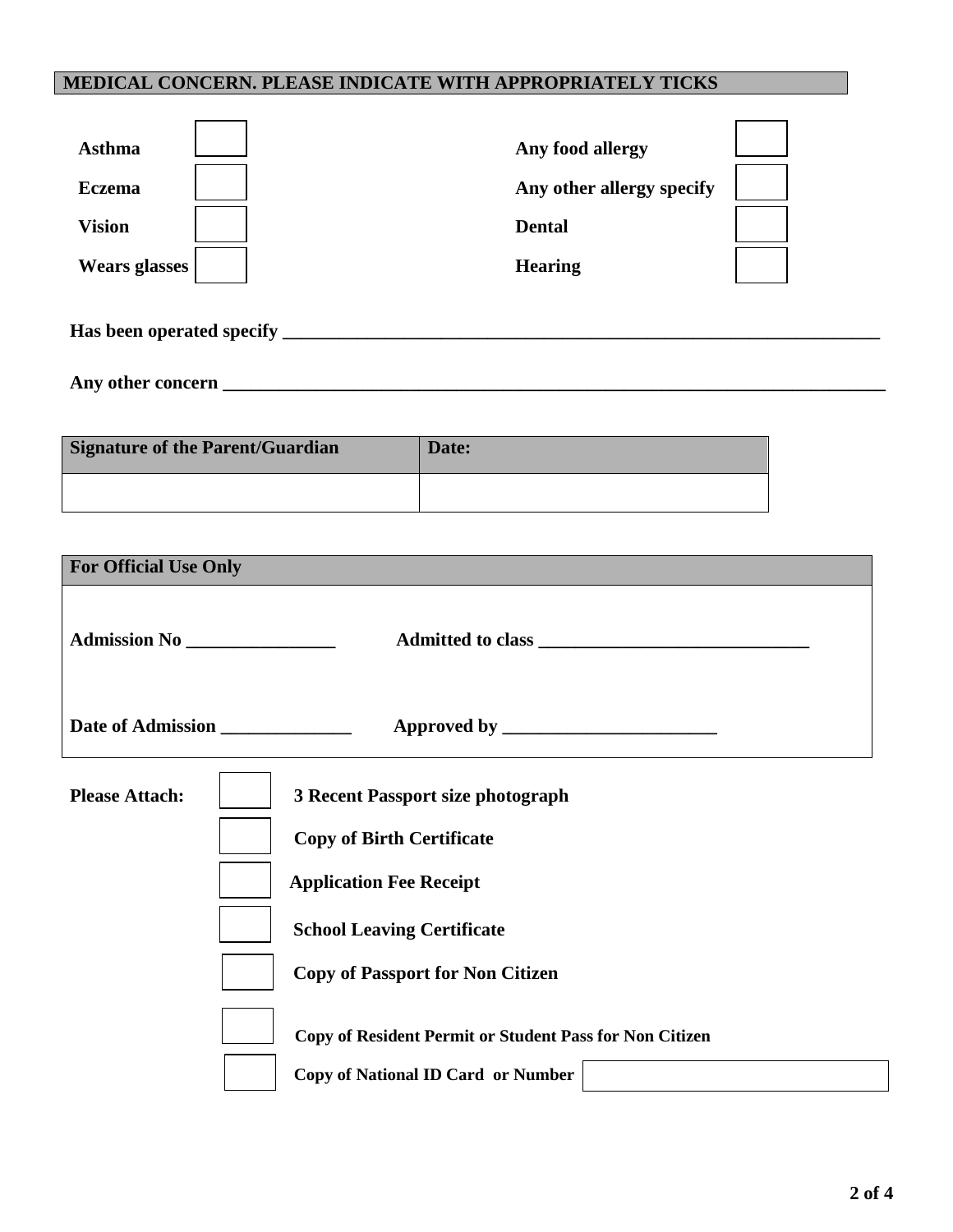## MEDICAL CONCERN. PLEASE INDICATE WITH APPROPRIATELY TICKS

| | | | |
|---|---|---|---|
| **Asthma** | ☐ | **Any food allergy** | ☐ |
| **Eczema** | ☐ | **Any other allergy specify** | ☐ |
| **Vision** | ☐ | **Dental** | ☐ |
| **Wears glasses** | ☐ | **Hearing** | ☐ |

**Has been operated specify** ______________________________________________________________________

**Any other concern** __________________________________________________________________________

| Signature of the Parent/Guardian | Date: |
|---|---|
| | |

| For Official Use Only |
|---|
| **Admission No** ________________ **Admitted to class** ______________________________ |
| **Date of Admission** ______________ **Approved by** _______________________ |

**Please Attach:**

- ☐ **3 Recent Passport size photograph**
- ☐ **Copy of Birth Certificate**
- ☐ **Application Fee Receipt**
- ☐ **School Leaving Certificate**
- ☐ **Copy of Passport for Non Citizen**
- ☐ **Copy of Resident Permit or Student Pass for Non Citizen**
- ☐ **Copy of National ID Card or Number** ____________________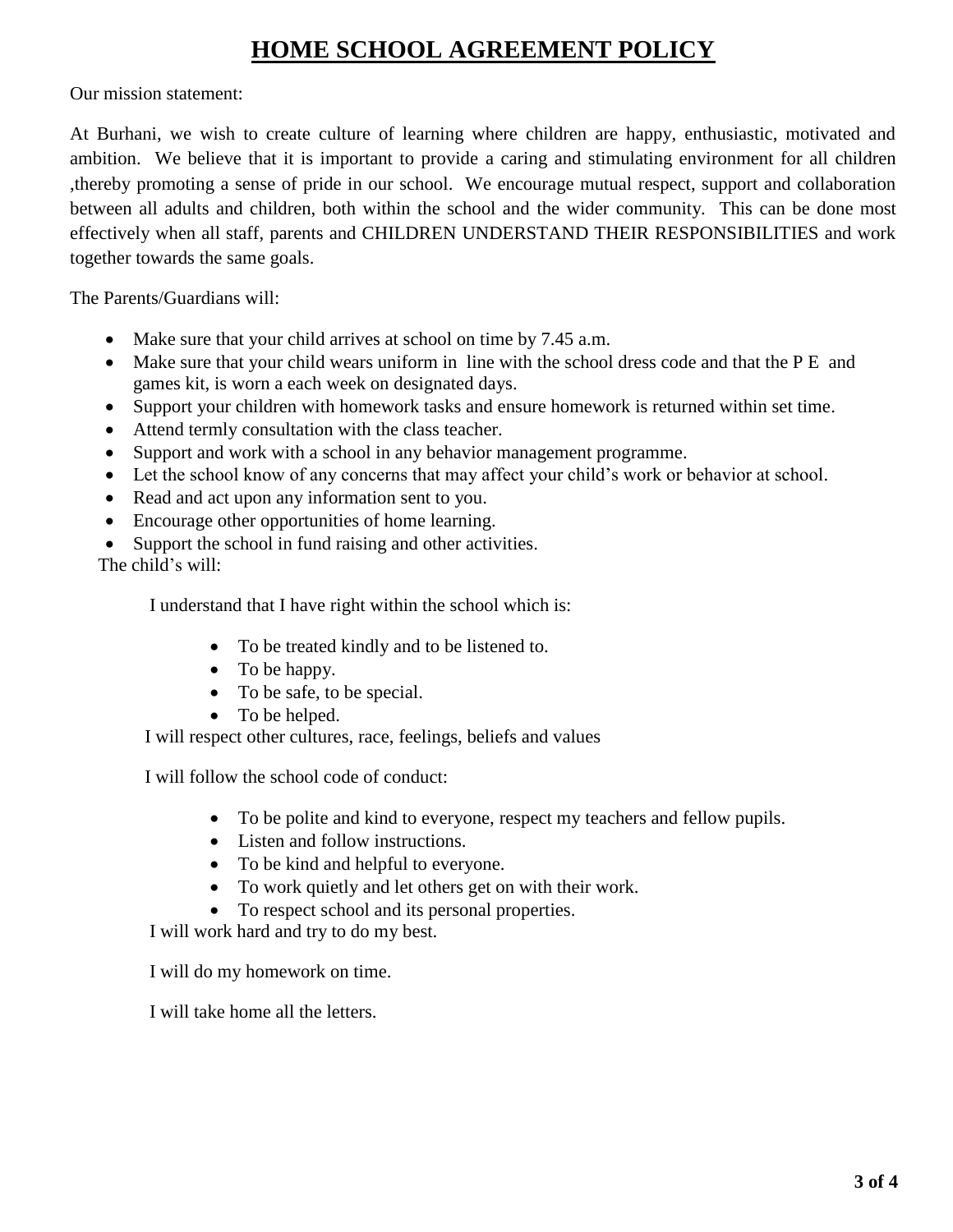# HOME SCHOOL AGREEMENT POLICY

Our mission statement:

At Burhani, we wish to create culture of learning where children are happy, enthusiastic, motivated and ambition. We believe that it is important to provide a caring and stimulating environment for all children ,thereby promoting a sense of pride in our school. We encourage mutual respect, support and collaboration between all adults and children, both within the school and the wider community. This can be done most effectively when all staff, parents and CHILDREN UNDERSTAND THEIR RESPONSIBILITIES and work together towards the same goals.

The Parents/Guardians will:

- Make sure that your child arrives at school on time by 7.45 a.m.
- Make sure that your child wears uniform in line with the school dress code and that the P E and games kit, is worn a each week on designated days.
- Support your children with homework tasks and ensure homework is returned within set time.
- Attend termly consultation with the class teacher.
- Support and work with a school in any behavior management programme.
- Let the school know of any concerns that may affect your child's work or behavior at school.
- Read and act upon any information sent to you.
- Encourage other opportunities of home learning.
- Support the school in fund raising and other activities.

The child's will:

I understand that I have right within the school which is:

- To be treated kindly and to be listened to.
- To be happy.
- To be safe, to be special.
- To be helped.

I will respect other cultures, race, feelings, beliefs and values

I will follow the school code of conduct:

- To be polite and kind to everyone, respect my teachers and fellow pupils.
- Listen and follow instructions.
- To be kind and helpful to everyone.
- To work quietly and let others get on with their work.
- To respect school and its personal properties.

I will work hard and try to do my best.

I will do my homework on time.

I will take home all the letters.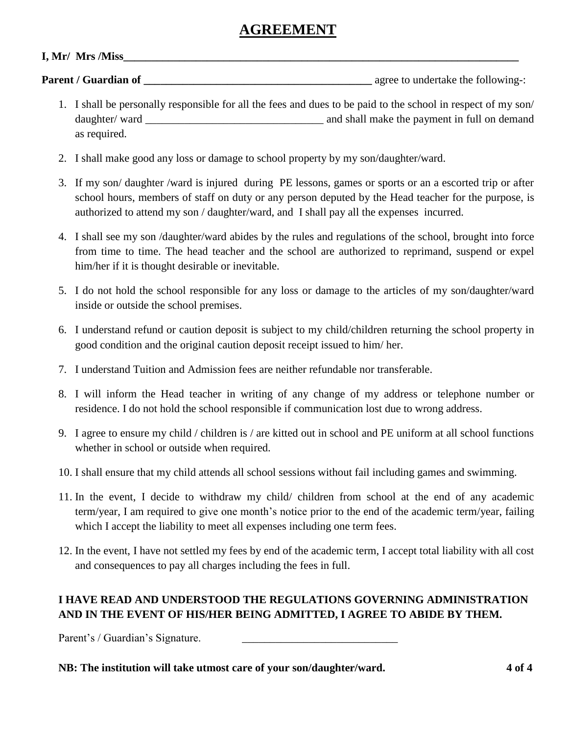# AGREEMENT

**I, Mr/ Mrs /Miss___________________________________________________________________________**

**Parent / Guardian of ___________________________________________** agree to undertake the following-:

1. I shall be personally responsible for all the fees and dues to be paid to the school in respect of my son/ daughter/ ward ________________________________ and shall make the payment in full on demand as required.

2. I shall make good any loss or damage to school property by my son/daughter/ward.

3. If my son/ daughter /ward is injured during PE lessons, games or sports or an a escorted trip or after school hours, members of staff on duty or any person deputed by the Head teacher for the purpose, is authorized to attend my son / daughter/ward, and I shall pay all the expenses incurred.

4. I shall see my son /daughter/ward abides by the rules and regulations of the school, brought into force from time to time. The head teacher and the school are authorized to reprimand, suspend or expel him/her if it is thought desirable or inevitable.

5. I do not hold the school responsible for any loss or damage to the articles of my son/daughter/ward inside or outside the school premises.

6. I understand refund or caution deposit is subject to my child/children returning the school property in good condition and the original caution deposit receipt issued to him/ her.

7. I understand Tuition and Admission fees are neither refundable nor transferable.

8. I will inform the Head teacher in writing of any change of my address or telephone number or residence. I do not hold the school responsible if communication lost due to wrong address.

9. I agree to ensure my child / children is / are kitted out in school and PE uniform at all school functions whether in school or outside when required.

10. I shall ensure that my child attends all school sessions without fail including games and swimming.

11. In the event, I decide to withdraw my child/ children from school at the end of any academic term/year, I am required to give one month's notice prior to the end of the academic term/year, failing which I accept the liability to meet all expenses including one term fees.

12. In the event, I have not settled my fees by end of the academic term, I accept total liability with all cost and consequences to pay all charges including the fees in full.

**I HAVE READ AND UNDERSTOOD THE REGULATIONS GOVERNING ADMINISTRATION AND IN THE EVENT OF HIS/HER BEING ADMITTED, I AGREE TO ABIDE BY THEM.**

Parent's / Guardian's Signature. ____________________________

**NB: The institution will take utmost care of your son/daughter/ward.**